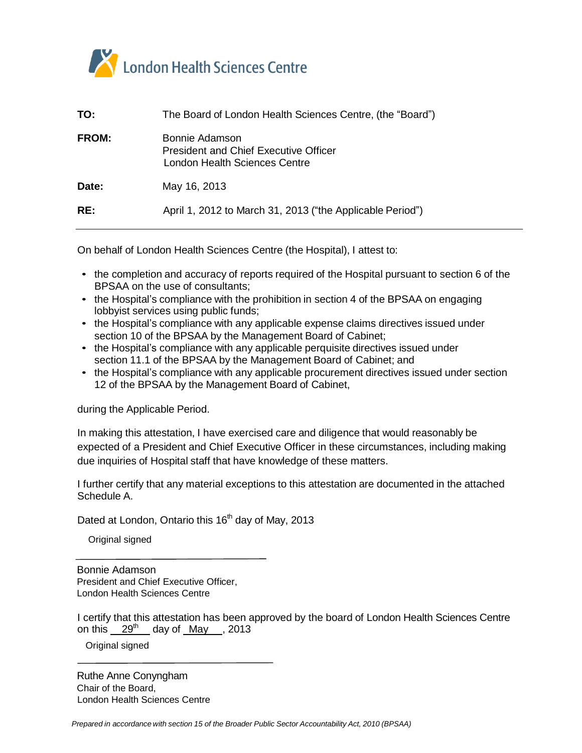London Health Sciences Centre

| | |
|---|---|
| **TO:** | The Board of London Health Sciences Centre, (the "Board") |
| **FROM:** | Bonnie Adamson<br>President and Chief Executive Officer<br>London Health Sciences Centre |
| **Date:** | May 16, 2013 |
| **RE:** | April 1, 2012 to March 31, 2013 ("the Applicable Period") |

---

On behalf of London Health Sciences Centre (the Hospital), I attest to:

- the completion and accuracy of reports required of the Hospital pursuant to section 6 of the BPSAA on the use of consultants;
- the Hospital's compliance with the prohibition in section 4 of the BPSAA on engaging lobbyist services using public funds;
- the Hospital's compliance with any applicable expense claims directives issued under section 10 of the BPSAA by the Management Board of Cabinet;
- the Hospital's compliance with any applicable perquisite directives issued under section 11.1 of the BPSAA by the Management Board of Cabinet; and
- the Hospital's compliance with any applicable procurement directives issued under section 12 of the BPSAA by the Management Board of Cabinet,

during the Applicable Period.

In making this attestation, I have exercised care and diligence that would reasonably be expected of a President and Chief Executive Officer in these circumstances, including making due inquiries of Hospital staff that have knowledge of these matters.

I further certify that any material exceptions to this attestation are documented in the attached Schedule A.

Dated at London, Ontario this 16th day of May, 2013

Original signed

\_\_\_\_\_\_\_\_\_\_\_\_\_\_\_\_\_\_\_\_\_\_\_\_\_\_\_\_\_\_

Bonnie Adamson
President and Chief Executive Officer,
London Health Sciences Centre

I certify that this attestation has been approved by the board of London Health Sciences Centre on this 29th day of May, 2013

Original signed

\_\_\_\_\_\_\_\_\_\_\_\_\_\_\_\_\_\_\_\_\_\_\_\_\_\_\_\_\_\_

Ruthe Anne Conyngham
Chair of the Board,
London Health Sciences Centre

*Prepared in accordance with section 15 of the Broader Public Sector Accountability Act, 2010 (BPSAA)*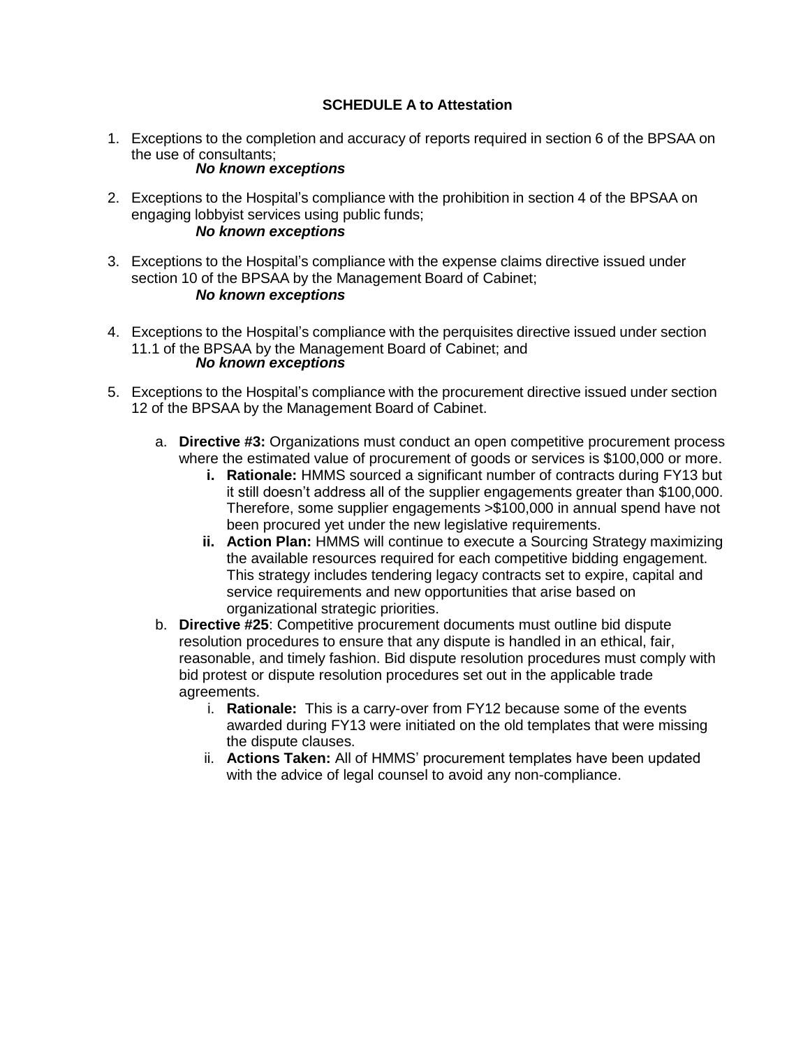**SCHEDULE A to Attestation**

1. Exceptions to the completion and accuracy of reports required in section 6 of the BPSAA on the use of consultants;
   ***No known exceptions***

2. Exceptions to the Hospital's compliance with the prohibition in section 4 of the BPSAA on engaging lobbyist services using public funds;
   ***No known exceptions***

3. Exceptions to the Hospital's compliance with the expense claims directive issued under section 10 of the BPSAA by the Management Board of Cabinet;
   ***No known exceptions***

4. Exceptions to the Hospital's compliance with the perquisites directive issued under section 11.1 of the BPSAA by the Management Board of Cabinet; and
   ***No known exceptions***

5. Exceptions to the Hospital's compliance with the procurement directive issued under section 12 of the BPSAA by the Management Board of Cabinet.

   a. **Directive #3:** Organizations must conduct an open competitive procurement process where the estimated value of procurement of goods or services is $100,000 or more.
      i. **Rationale:** HMMS sourced a significant number of contracts during FY13 but it still doesn't address all of the supplier engagements greater than $100,000. Therefore, some supplier engagements >$100,000 in annual spend have not been procured yet under the new legislative requirements.
      ii. **Action Plan:** HMMS will continue to execute a Sourcing Strategy maximizing the available resources required for each competitive bidding engagement. This strategy includes tendering legacy contracts set to expire, capital and service requirements and new opportunities that arise based on organizational strategic priorities.

   b. **Directive #25**: Competitive procurement documents must outline bid dispute resolution procedures to ensure that any dispute is handled in an ethical, fair, reasonable, and timely fashion. Bid dispute resolution procedures must comply with bid protest or dispute resolution procedures set out in the applicable trade agreements.
      i. **Rationale:** This is a carry-over from FY12 because some of the events awarded during FY13 were initiated on the old templates that were missing the dispute clauses.
      ii. **Actions Taken:** All of HMMS' procurement templates have been updated with the advice of legal counsel to avoid any non-compliance.